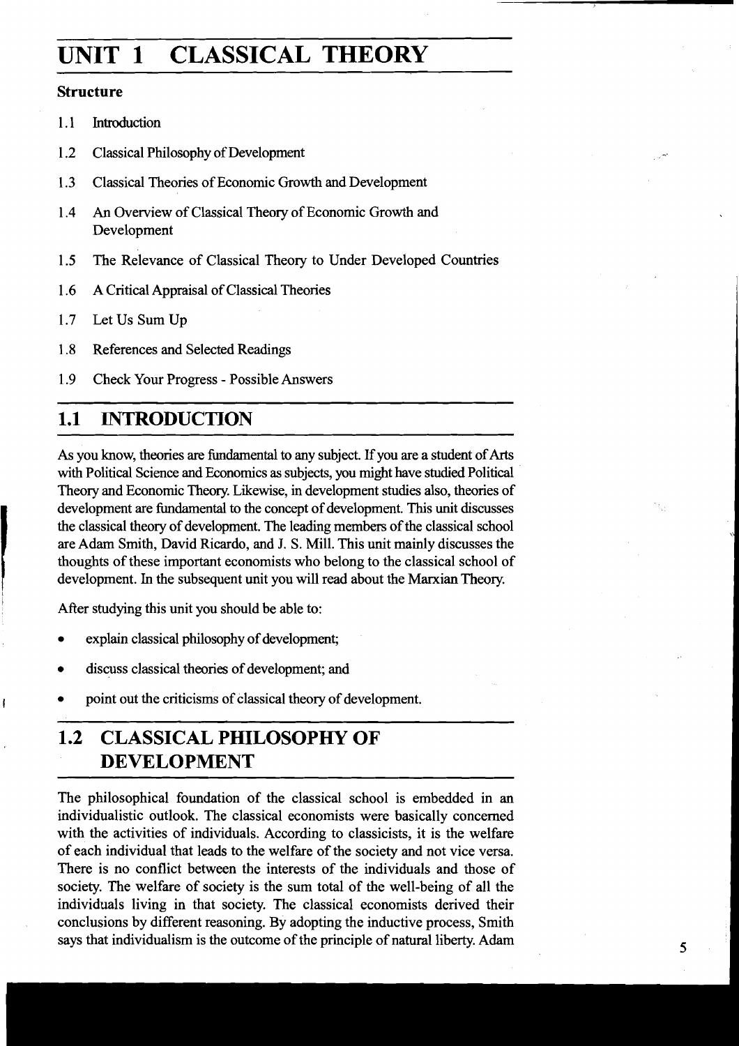# UNIT 1 CLASSICAL THEORY

**Structure**

1.1 Introduction

1.2 Classical Philosophy of Development

1.3 Classical Theories of Economic Growth and Development

1.4 An Overview of Classical Theory of Economic Growth and Development

1.5 The Relevance of Classical Theory to Under Developed Countries

1.6 A Critical Appraisal of Classical Theories

1.7 Let Us Sum Up

1.8 References and Selected Readings

1.9 Check Your Progress - Possible Answers

## 1.1 INTRODUCTION

As you know, theories are fundamental to any subject. If you are a student of Arts with Political Science and Economics as subjects, you might have studied Political Theory and Economic Theory. Likewise, in development studies also, theories of development are fundamental to the concept of development. This unit discusses the classical theory of development. The leading members of the classical school are Adam Smith, David Ricardo, and J. S. Mill. This unit mainly discusses the thoughts of these important economists who belong to the classical school of development. In the subsequent unit you will read about the Marxian Theory.

After studying this unit you should be able to:

- explain classical philosophy of development;
- discuss classical theories of development; and
- point out the criticisms of classical theory of development.

## 1.2 CLASSICAL PHILOSOPHY OF DEVELOPMENT

The philosophical foundation of the classical school is embedded in an individualistic outlook. The classical economists were basically concerned with the activities of individuals. According to classicists, it is the welfare of each individual that leads to the welfare of the society and not vice versa. There is no conflict between the interests of the individuals and those of society. The welfare of society is the sum total of the well-being of all the individuals living in that society. The classical economists derived their conclusions by different reasoning. By adopting the inductive process, Smith says that individualism is the outcome of the principle of natural liberty. Adam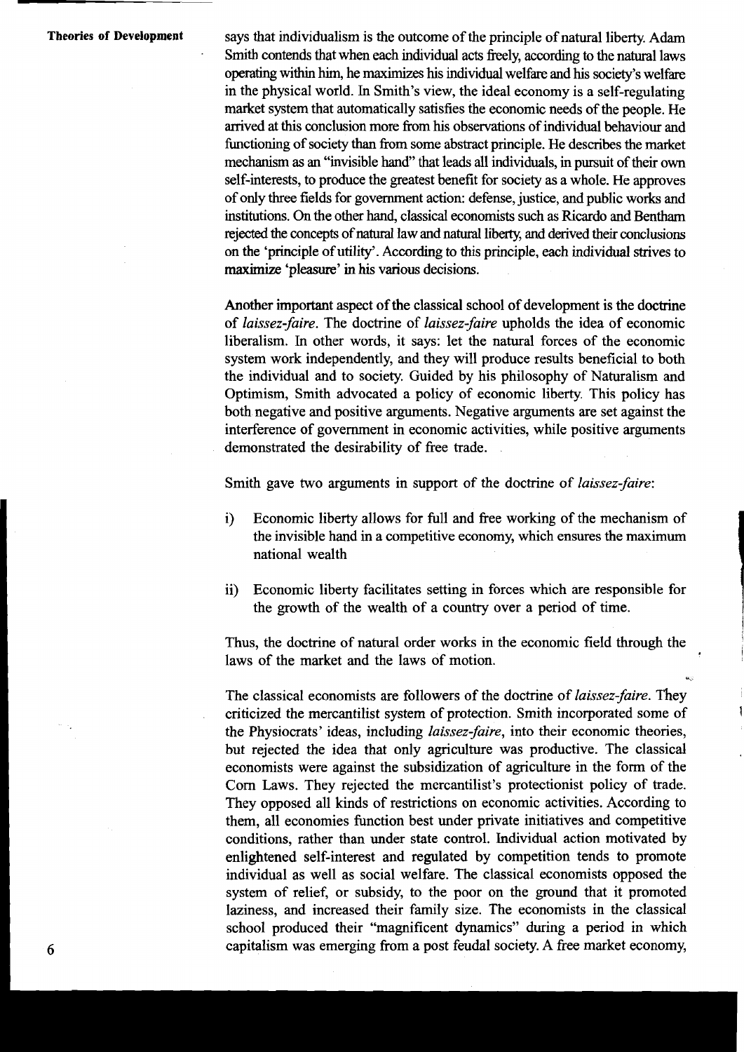says that individualism is the outcome of the principle of natural liberty. Adam Smith contends that when each individual acts freely, according to the natural laws operating within him, he maximizes his individual welfare and his society's welfare in the physical world. In Smith's view, the ideal economy is a self-regulating market system that automatically satisfies the economic needs of the people. He arrived at this conclusion more from his observations of individual behaviour and functioning of society than from some abstract principle. He describes the market mechanism as an "invisible hand" that leads all individuals, in pursuit of their own self-interests, to produce the greatest benefit for society as a whole. He approves of only three fields for government action: defense, justice, and public works and institutions. On the other hand, classical economists such as Ricardo and Bentham rejected the concepts of natural law and natural liberty, and derived their conclusions on the 'principle of utility'. According to this principle, each individual strives to maximize 'pleasure' in his various decisions.

Another important aspect of the classical school of development is the doctrine of *laissez-faire*. The doctrine of *laissez-faire* upholds the idea of economic liberalism. In other words, it says: let the natural forces of the economic system work independently, and they will produce results beneficial to both the individual and to society. Guided by his philosophy of Naturalism and Optimism, Smith advocated a policy of economic liberty. This policy has both negative and positive arguments. Negative arguments are set against the interference of government in economic activities, while positive arguments demonstrated the desirability of free trade.

Smith gave two arguments in support of the doctrine of *laissez-faire*:

i) Economic liberty allows for full and free working of the mechanism of the invisible hand in a competitive economy, which ensures the maximum national wealth

ii) Economic liberty facilitates setting in forces which are responsible for the growth of the wealth of a country over a period of time.

Thus, the doctrine of natural order works in the economic field through the laws of the market and the laws of motion.

The classical economists are followers of the doctrine of *laissez-faire*. They criticized the mercantilist system of protection. Smith incorporated some of the Physiocrats' ideas, including *laissez-faire*, into their economic theories, but rejected the idea that only agriculture was productive. The classical economists were against the subsidization of agriculture in the form of the Corn Laws. They rejected the mercantilist's protectionist policy of trade. They opposed all kinds of restrictions on economic activities. According to them, all economies function best under private initiatives and competitive conditions, rather than under state control. Individual action motivated by enlightened self-interest and regulated by competition tends to promote individual as well as social welfare. The classical economists opposed the system of relief, or subsidy, to the poor on the ground that it promoted laziness, and increased their family size. The economists in the classical school produced their "magnificent dynamics" during a period in which capitalism was emerging from a post feudal society. A free market economy,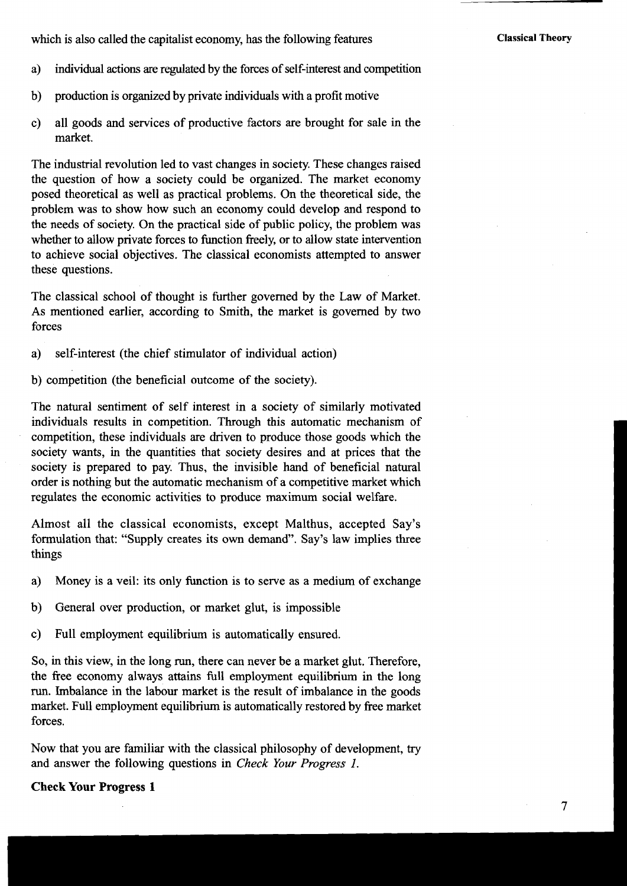which is also called the capitalist economy, has the following features

a) individual actions are regulated by the forces of self-interest and competition

b) production is organized by private individuals with a profit motive

c) all goods and services of productive factors are brought for sale in the market.

The industrial revolution led to vast changes in society. These changes raised the question of how a society could be organized. The market economy posed theoretical as well as practical problems. On the theoretical side, the problem was to show how such an economy could develop and respond to the needs of society. On the practical side of public policy, the problem was whether to allow private forces to function freely, or to allow state intervention to achieve social objectives. The classical economists attempted to answer these questions.

The classical school of thought is further governed by the Law of Market. As mentioned earlier, according to Smith, the market is governed by two forces

a) self-interest (the chief stimulator of individual action)

b) competition (the beneficial outcome of the society).

The natural sentiment of self interest in a society of similarly motivated individuals results in competition. Through this automatic mechanism of competition, these individuals are driven to produce those goods which the society wants, in the quantities that society desires and at prices that the society is prepared to pay. Thus, the invisible hand of beneficial natural order is nothing but the automatic mechanism of a competitive market which regulates the economic activities to produce maximum social welfare.

Almost all the classical economists, except Malthus, accepted Say's formulation that: "Supply creates its own demand". Say's law implies three things

a) Money is a veil: its only function is to serve as a medium of exchange

b) General over production, or market glut, is impossible

c) Full employment equilibrium is automatically ensured.

So, in this view, in the long run, there can never be a market glut. Therefore, the free economy always attains full employment equilibrium in the long run. Imbalance in the labour market is the result of imbalance in the goods market. Full employment equilibrium is automatically restored by free market forces.

Now that you are familiar with the classical philosophy of development, try and answer the following questions in *Check Your Progress 1*.

**Check Your Progress 1**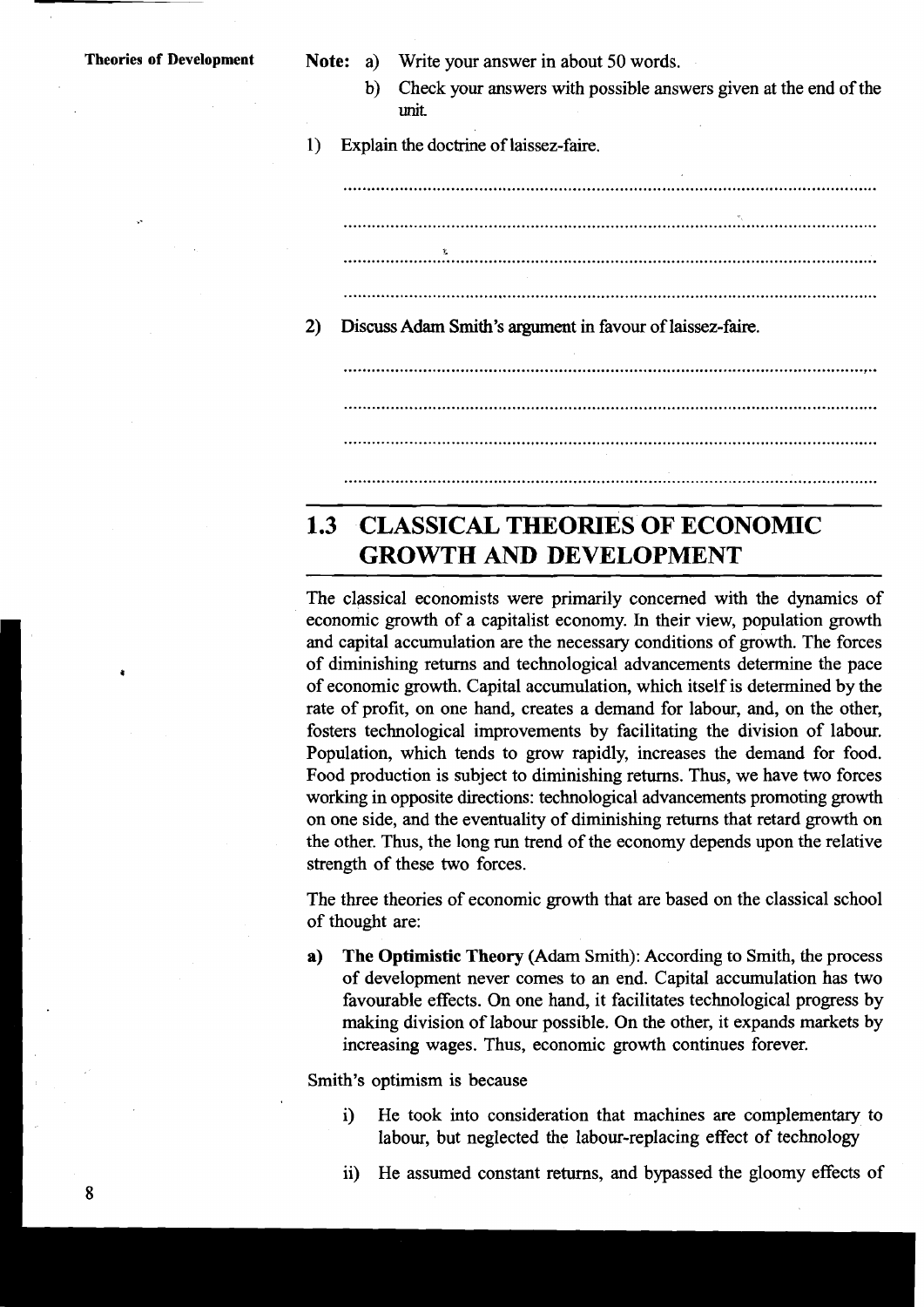**Note:** a) Write your answer in about 50 words.

b) Check your answers with possible answers given at the end of the unit.

1) Explain the doctrine of laissez-faire.

.......................................................................................................

.......................................................................................................

.......................................................................................................

.......................................................................................................

2) Discuss Adam Smith's argument in favour of laissez-faire.

.......................................................................................................

.......................................................................................................

.......................................................................................................

.......................................................................................................

## 1.3 CLASSICAL THEORIES OF ECONOMIC GROWTH AND DEVELOPMENT

The classical economists were primarily concerned with the dynamics of economic growth of a capitalist economy. In their view, population growth and capital accumulation are the necessary conditions of growth. The forces of diminishing returns and technological advancements determine the pace of economic growth. Capital accumulation, which itself is determined by the rate of profit, on one hand, creates a demand for labour, and, on the other, fosters technological improvements by facilitating the division of labour. Population, which tends to grow rapidly, increases the demand for food. Food production is subject to diminishing returns. Thus, we have two forces working in opposite directions: technological advancements promoting growth on one side, and the eventuality of diminishing returns that retard growth on the other. Thus, the long run trend of the economy depends upon the relative strength of these two forces.

The three theories of economic growth that are based on the classical school of thought are:

a) **The Optimistic Theory** (Adam Smith): According to Smith, the process of development never comes to an end. Capital accumulation has two favourable effects. On one hand, it facilitates technological progress by making division of labour possible. On the other, it expands markets by increasing wages. Thus, economic growth continues forever.

Smith's optimism is because

i) He took into consideration that machines are complementary to labour, but neglected the labour-replacing effect of technology

ii) He assumed constant returns, and bypassed the gloomy effects of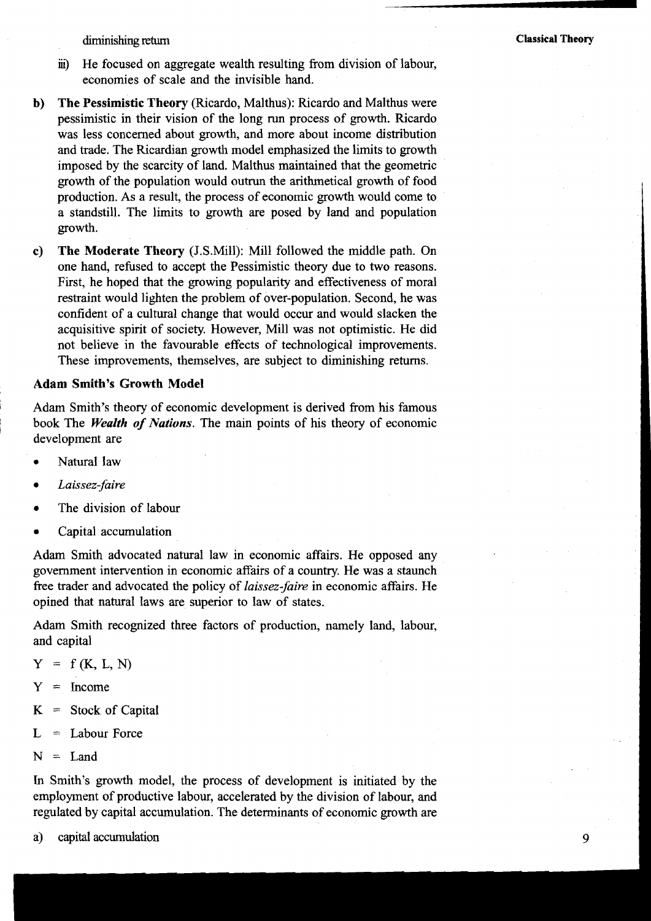diminishing return

iii) He focused on aggregate wealth resulting from division of labour, economies of scale and the invisible hand.

**b) The Pessimistic Theory** (Ricardo, Malthus): Ricardo and Malthus were pessimistic in their vision of the long run process of growth. Ricardo was less concerned about growth, and more about income distribution and trade. The Ricardian growth model emphasized the limits to growth imposed by the scarcity of land. Malthus maintained that the geometric growth of the population would outrun the arithmetical growth of food production. As a result, the process of economic growth would come to a standstill. The limits to growth are posed by land and population growth.

**c) The Moderate Theory** (J.S.Mill): Mill followed the middle path. On one hand, refused to accept the Pessimistic theory due to two reasons. First, he hoped that the growing popularity and effectiveness of moral restraint would lighten the problem of over-population. Second, he was confident of a cultural change that would occur and would slacken the acquisitive spirit of society. However, Mill was not optimistic. He did not believe in the favourable effects of technological improvements. These improvements, themselves, are subject to diminishing returns.

### Adam Smith's Growth Model

Adam Smith's theory of economic development is derived from his famous book The ***Wealth of Nations***. The main points of his theory of economic development are

- Natural law
- *Laissez-faire*
- The division of labour
- Capital accumulation

Adam Smith advocated natural law in economic affairs. He opposed any government intervention in economic affairs of a country. He was a staunch free trader and advocated the policy of *laissez-faire* in economic affairs. He opined that natural laws are superior to law of states.

Adam Smith recognized three factors of production, namely land, labour, and capital

$Y = f(K, L, N)$

$Y$ = Income

$K$ = Stock of Capital

$L$ = Labour Force

$N$ = Land

In Smith's growth model, the process of development is initiated by the employment of productive labour, accelerated by the division of labour, and regulated by capital accumulation. The determinants of economic growth are

a) capital accumulation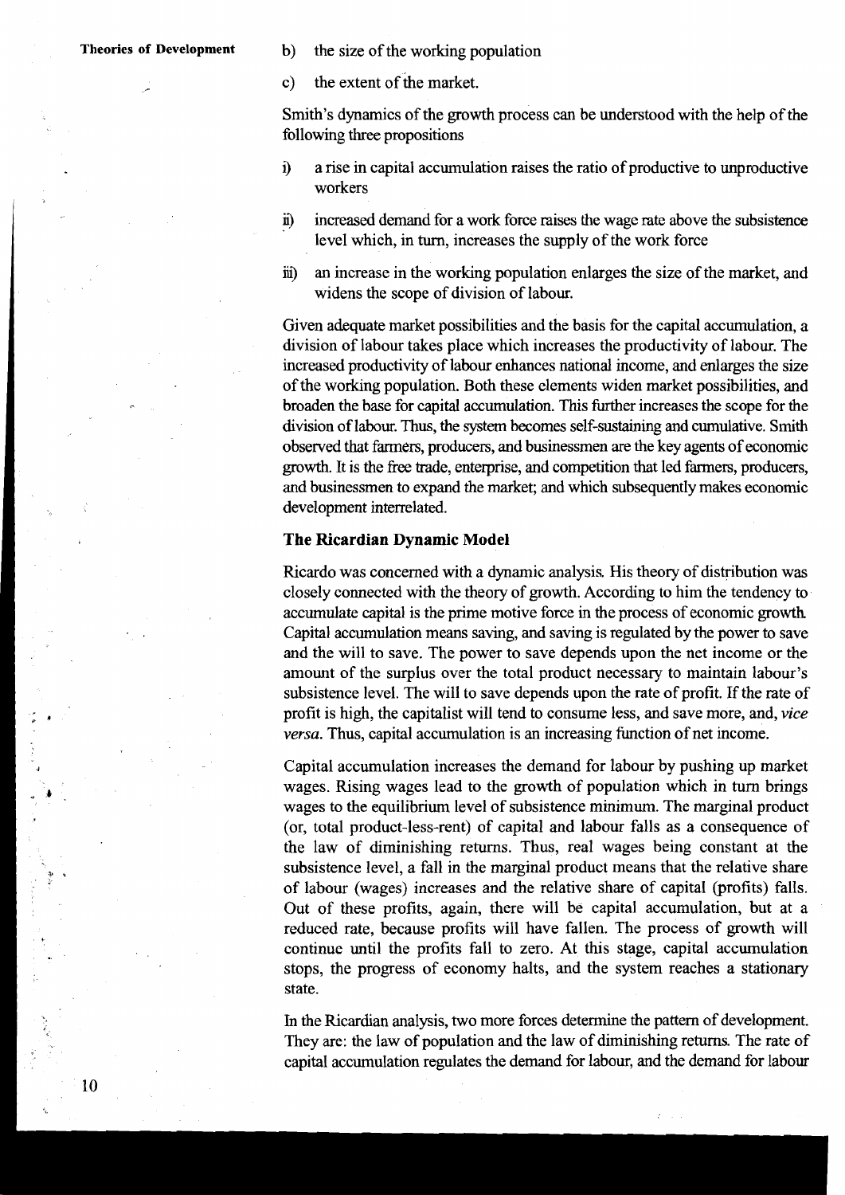b) the size of the working population

c) the extent of the market.

Smith's dynamics of the growth process can be understood with the help of the following three propositions

i) a rise in capital accumulation raises the ratio of productive to unproductive workers

ii) increased demand for a work force raises the wage rate above the subsistence level which, in turn, increases the supply of the work force

iii) an increase in the working population enlarges the size of the market, and widens the scope of division of labour.

Given adequate market possibilities and the basis for the capital accumulation, a division of labour takes place which increases the productivity of labour. The increased productivity of labour enhances national income, and enlarges the size of the working population. Both these elements widen market possibilities, and broaden the base for capital accumulation. This further increases the scope for the division of labour. Thus, the system becomes self-sustaining and cumulative. Smith observed that farmers, producers, and businessmen are the key agents of economic growth. It is the free trade, enterprise, and competition that led farmers, producers, and businessmen to expand the market; and which subsequently makes economic development interrelated.

### The Ricardian Dynamic Model

Ricardo was concerned with a dynamic analysis. His theory of distribution was closely connected with the theory of growth. According to him the tendency to accumulate capital is the prime motive force in the process of economic growth. Capital accumulation means saving, and saving is regulated by the power to save and the will to save. The power to save depends upon the net income or the amount of the surplus over the total product necessary to maintain labour's subsistence level. The will to save depends upon the rate of profit. If the rate of profit is high, the capitalist will tend to consume less, and save more, and, *vice versa*. Thus, capital accumulation is an increasing function of net income.

Capital accumulation increases the demand for labour by pushing up market wages. Rising wages lead to the growth of population which in turn brings wages to the equilibrium level of subsistence minimum. The marginal product (or, total product-less-rent) of capital and labour falls as a consequence of the law of diminishing returns. Thus, real wages being constant at the subsistence level, a fall in the marginal product means that the relative share of labour (wages) increases and the relative share of capital (profits) falls. Out of these profits, again, there will be capital accumulation, but at a reduced rate, because profits will have fallen. The process of growth will continue until the profits fall to zero. At this stage, capital accumulation stops, the progress of economy halts, and the system reaches a stationary state.

In the Ricardian analysis, two more forces determine the pattern of development. They are: the law of population and the law of diminishing returns. The rate of capital accumulation regulates the demand for labour, and the demand for labour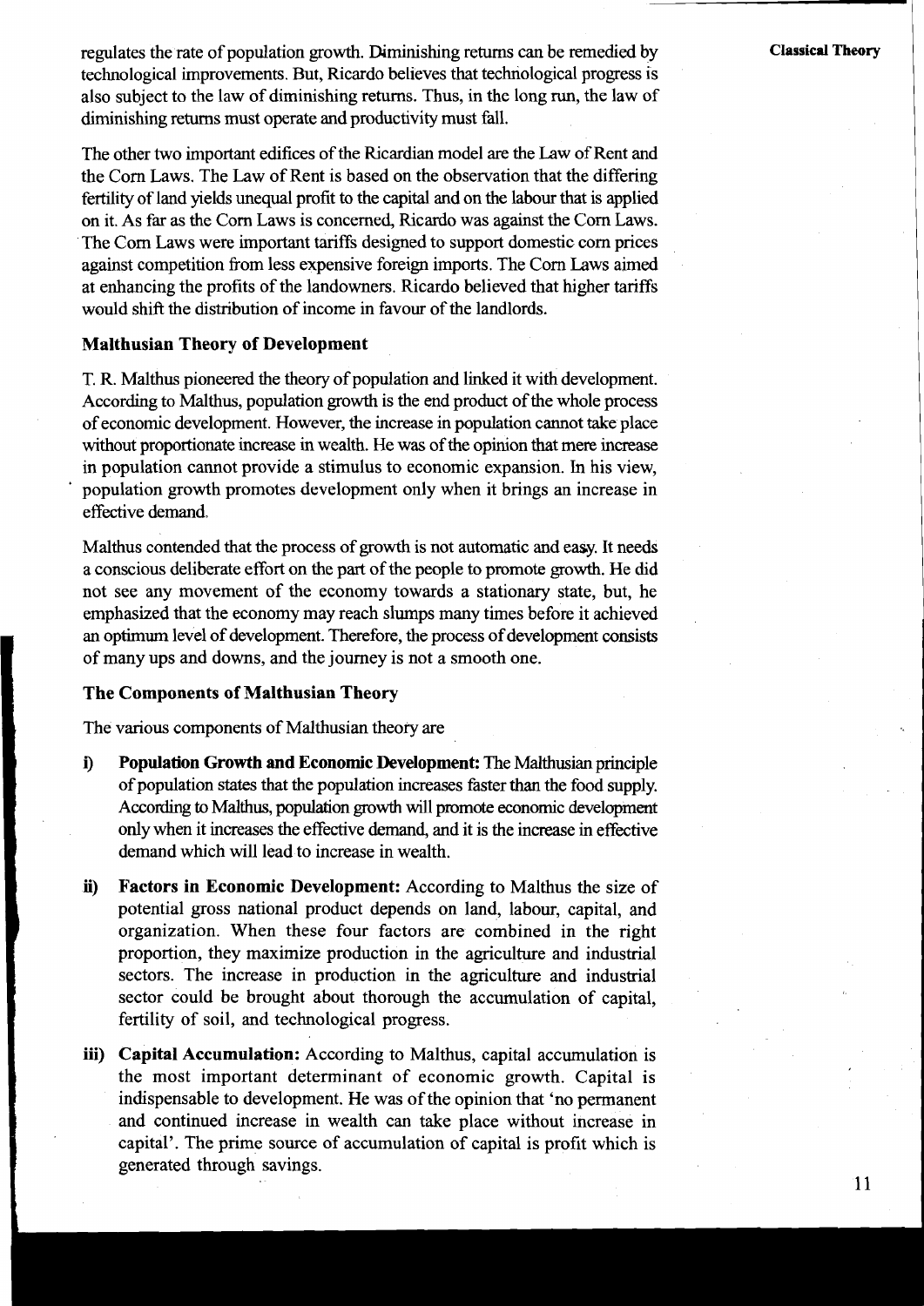regulates the rate of population growth. Diminishing returns can be remedied by technological improvements. But, Ricardo believes that technological progress is also subject to the law of diminishing returns. Thus, in the long run, the law of diminishing returns must operate and productivity must fall.

The other two important edifices of the Ricardian model are the Law of Rent and the Corn Laws. The Law of Rent is based on the observation that the differing fertility of land yields unequal profit to the capital and on the labour that is applied on it. As far as the Corn Laws is concerned, Ricardo was against the Corn Laws. The Corn Laws were important tariffs designed to support domestic corn prices against competition from less expensive foreign imports. The Corn Laws aimed at enhancing the profits of the landowners. Ricardo believed that higher tariffs would shift the distribution of income in favour of the landlords.

### Malthusian Theory of Development

T. R. Malthus pioneered the theory of population and linked it with development. According to Malthus, population growth is the end product of the whole process of economic development. However, the increase in population cannot take place without proportionate increase in wealth. He was of the opinion that mere increase in population cannot provide a stimulus to economic expansion. In his view, population growth promotes development only when it brings an increase in effective demand.

Malthus contended that the process of growth is not automatic and easy. It needs a conscious deliberate effort on the part of the people to promote growth. He did not see any movement of the economy towards a stationary state, but, he emphasized that the economy may reach slumps many times before it achieved an optimum level of development. Therefore, the process of development consists of many ups and downs, and the journey is not a smooth one.

### The Components of Malthusian Theory

The various components of Malthusian theory are

i) **Population Growth and Economic Development:** The Malthusian principle of population states that the population increases faster than the food supply. According to Malthus, population growth will promote economic development only when it increases the effective demand, and it is the increase in effective demand which will lead to increase in wealth.

ii) **Factors in Economic Development:** According to Malthus the size of potential gross national product depends on land, labour, capital, and organization. When these four factors are combined in the right proportion, they maximize production in the agriculture and industrial sectors. The increase in production in the agriculture and industrial sector could be brought about thorough the accumulation of capital, fertility of soil, and technological progress.

iii) **Capital Accumulation:** According to Malthus, capital accumulation is the most important determinant of economic growth. Capital is indispensable to development. He was of the opinion that 'no permanent and continued increase in wealth can take place without increase in capital'. The prime source of accumulation of capital is profit which is generated through savings.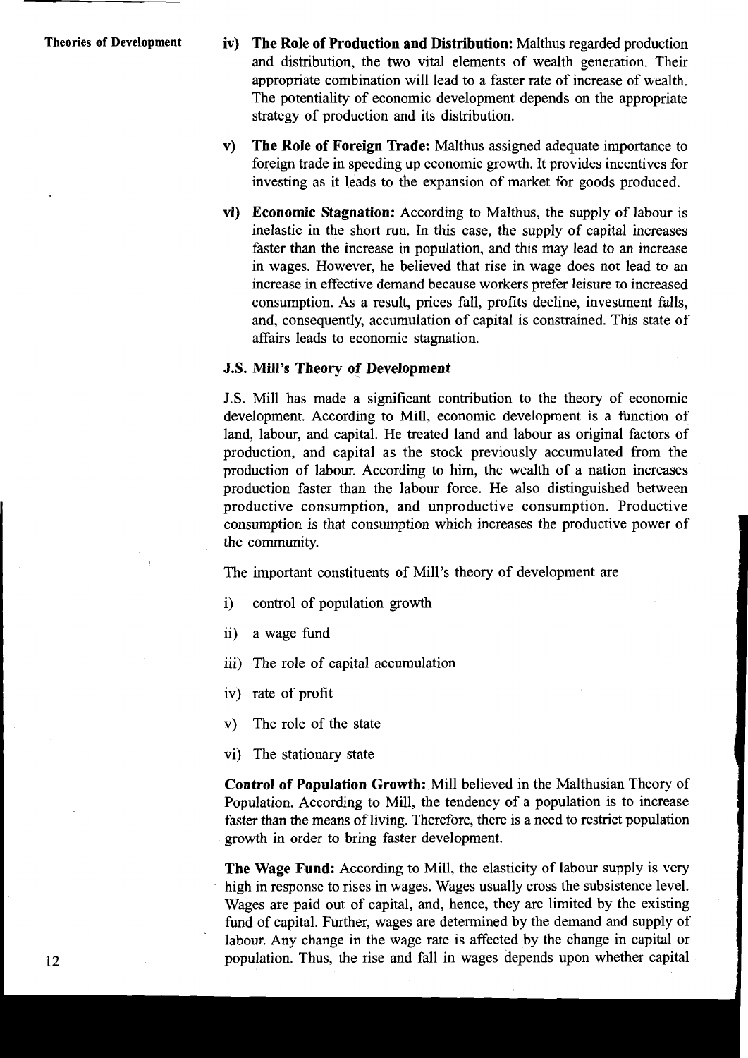iv) **The Role of Production and Distribution:** Malthus regarded production and distribution, the two vital elements of wealth generation. Their appropriate combination will lead to a faster rate of increase of wealth. The potentiality of economic development depends on the appropriate strategy of production and its distribution.

v) **The Role of Foreign Trade:** Malthus assigned adequate importance to foreign trade in speeding up economic growth. It provides incentives for investing as it leads to the expansion of market for goods produced.

vi) **Economic Stagnation:** According to Malthus, the supply of labour is inelastic in the short run. In this case, the supply of capital increases faster than the increase in population, and this may lead to an increase in wages. However, he believed that rise in wage does not lead to an increase in effective demand because workers prefer leisure to increased consumption. As a result, prices fall, profits decline, investment falls, and, consequently, accumulation of capital is constrained. This state of affairs leads to economic stagnation.

### J.S. Mill's Theory of Development

J.S. Mill has made a significant contribution to the theory of economic development. According to Mill, economic development is a function of land, labour, and capital. He treated land and labour as original factors of production, and capital as the stock previously accumulated from the production of labour. According to him, the wealth of a nation increases production faster than the labour force. He also distinguished between productive consumption, and unproductive consumption. Productive consumption is that consumption which increases the productive power of the community.

The important constituents of Mill's theory of development are

i) control of population growth

ii) a wage fund

iii) The role of capital accumulation

iv) rate of profit

v) The role of the state

vi) The stationary state

**Control of Population Growth:** Mill believed in the Malthusian Theory of Population. According to Mill, the tendency of a population is to increase faster than the means of living. Therefore, there is a need to restrict population growth in order to bring faster development.

**The Wage Fund:** According to Mill, the elasticity of labour supply is very high in response to rises in wages. Wages usually cross the subsistence level. Wages are paid out of capital, and, hence, they are limited by the existing fund of capital. Further, wages are determined by the demand and supply of labour. Any change in the wage rate is affected by the change in capital or population. Thus, the rise and fall in wages depends upon whether capital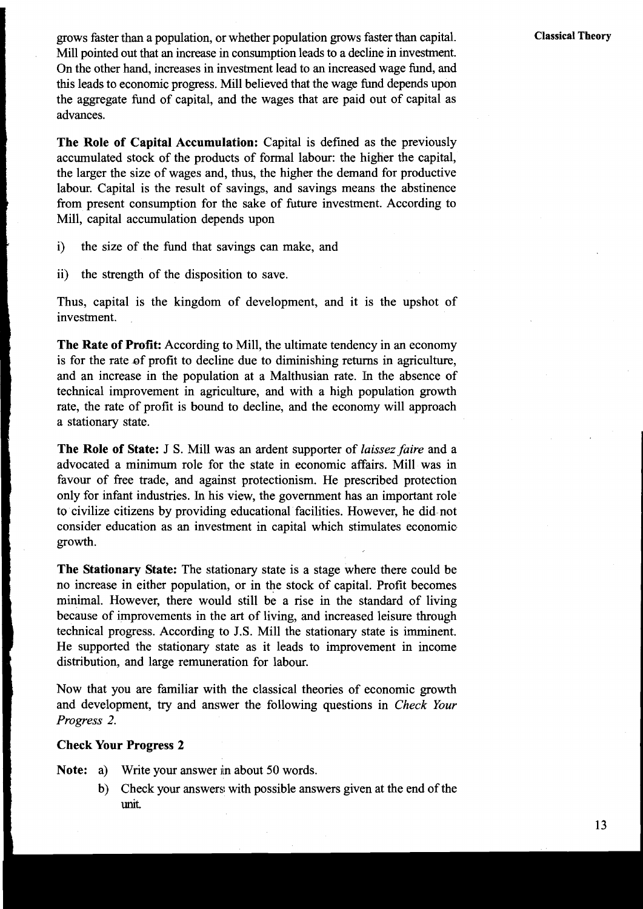grows faster than a population, or whether population grows faster than capital. Mill pointed out that an increase in consumption leads to a decline in investment. On the other hand, increases in investment lead to an increased wage fund, and this leads to economic progress. Mill believed that the wage fund depends upon the aggregate fund of capital, and the wages that are paid out of capital as advances.

**The Role of Capital Accumulation:** Capital is defined as the previously accumulated stock of the products of formal labour: the higher the capital, the larger the size of wages and, thus, the higher the demand for productive labour. Capital is the result of savings, and savings means the abstinence from present consumption for the sake of future investment. According to Mill, capital accumulation depends upon

i) the size of the fund that savings can make, and

ii) the strength of the disposition to save.

Thus, capital is the kingdom of development, and it is the upshot of investment.

**The Rate of Profit:** According to Mill, the ultimate tendency in an economy is for the rate of profit to decline due to diminishing returns in agriculture, and an increase in the population at a Malthusian rate. In the absence of technical improvement in agriculture, and with a high population growth rate, the rate of profit is bound to decline, and the economy will approach a stationary state.

**The Role of State:** J S. Mill was an ardent supporter of *laissez faire* and a advocated a minimum role for the state in economic affairs. Mill was in favour of free trade, and against protectionism. He prescribed protection only for infant industries. In his view, the government has an important role to civilize citizens by providing educational facilities. However, he did not consider education as an investment in capital which stimulates economic growth.

**The Stationary State:** The stationary state is a stage where there could be no increase in either population, or in the stock of capital. Profit becomes minimal. However, there would still be a rise in the standard of living because of improvements in the art of living, and increased leisure through technical progress. According to J.S. Mill the stationary state is imminent. He supported the stationary state as it leads to improvement in income distribution, and large remuneration for labour.

Now that you are familiar with the classical theories of economic growth and development, try and answer the following questions in *Check Your Progress 2.*

**Check Your Progress 2**

**Note:** a) Write your answer in about 50 words.

b) Check your answers with possible answers given at the end of the unit.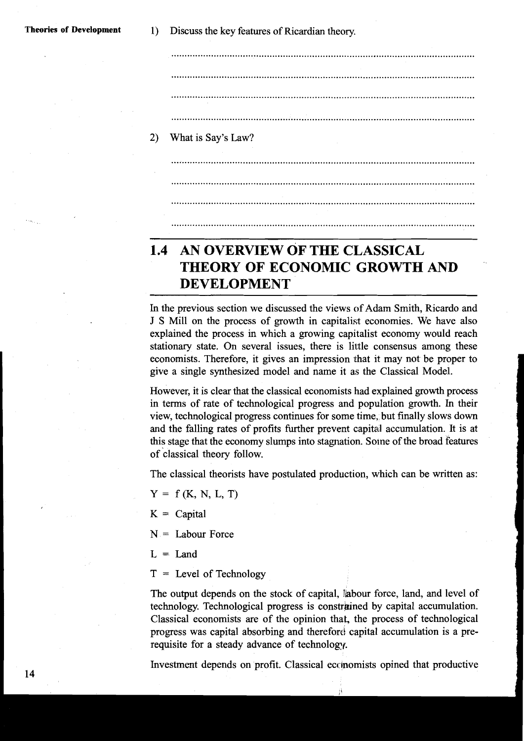1) Discuss the key features of Ricardian theory.

..................................................................................................................

..................................................................................................................

..................................................................................................................

..................................................................................................................

2) What is Say's Law?

..................................................................................................................

..................................................................................................................

..................................................................................................................

..................................................................................................................

## 1.4 AN OVERVIEW OF THE CLASSICAL THEORY OF ECONOMIC GROWTH AND DEVELOPMENT

In the previous section we discussed the views of Adam Smith, Ricardo and J S Mill on the process of growth in capitalist economies. We have also explained the process in which a growing capitalist economy would reach stationary state. On several issues, there is little consensus among these economists. Therefore, it gives an impression that it may not be proper to give a single synthesized model and name it as the Classical Model.

However, it is clear that the classical economists had explained growth process in terms of rate of technological progress and population growth. In their view, technological progress continues for some time, but finally slows down and the falling rates of profits further prevent capital accumulation. It is at this stage that the economy slumps into stagnation. Some of the broad features of classical theory follow.

The classical theorists have postulated production, which can be written as:

$Y = f(K, N, L, T)$

$K$ = Capital

$N$ = Labour Force

$L$ = Land

$T$ = Level of Technology

The output depends on the stock of capital, labour force, land, and level of technology. Technological progress is constrained by capital accumulation. Classical economists are of the opinion that, the process of technological progress was capital absorbing and therefore capital accumulation is a pre-requisite for a steady advance of technology.

Investment depends on profit. Classical economists opined that productive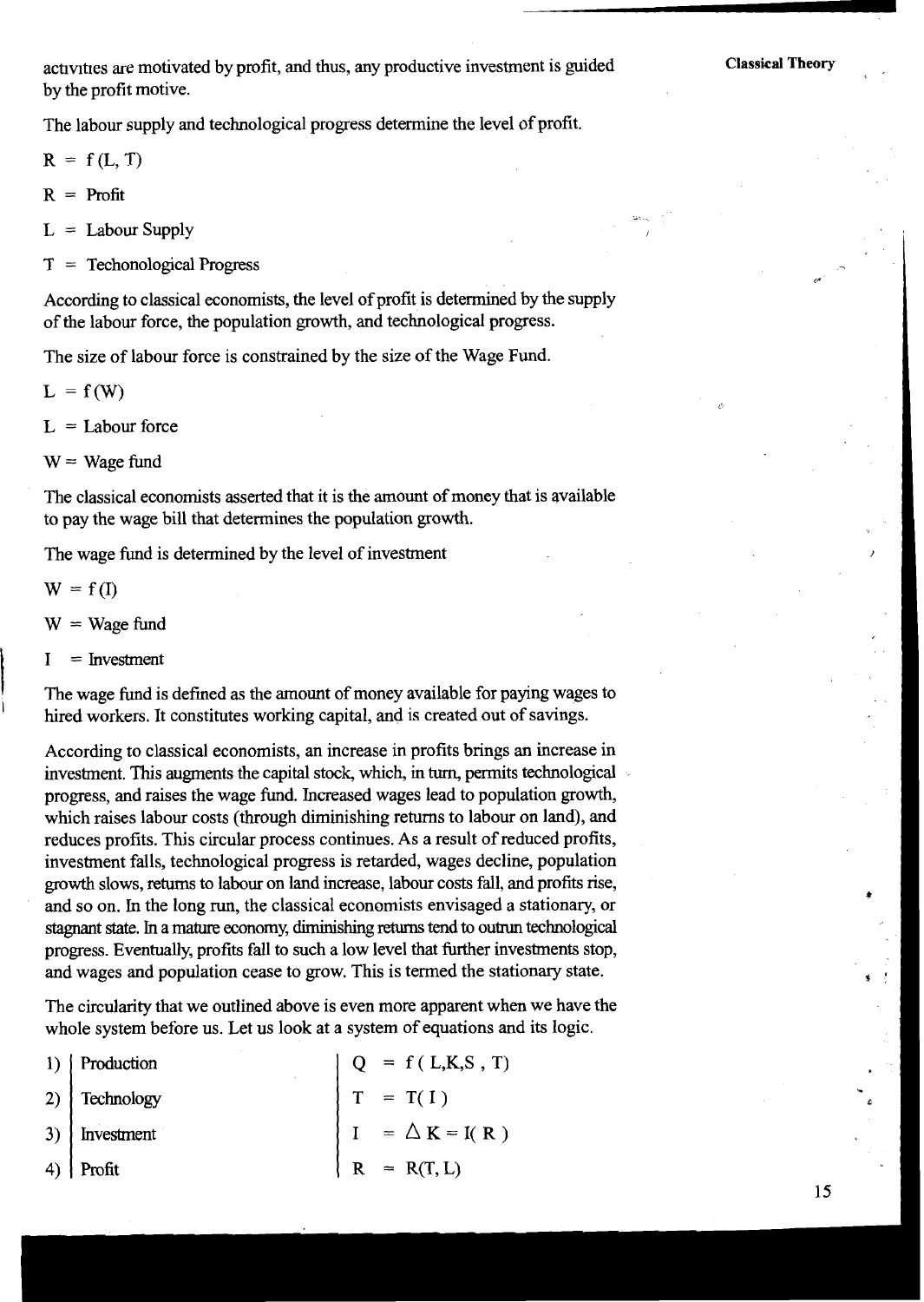activities are motivated by profit, and thus, any productive investment is guided by the profit motive.

The labour supply and technological progress determine the level of profit.

$R = f(L, T)$

$R$ = Profit

$L$ = Labour Supply

$T$ = Techonological Progress

According to classical economists, the level of profit is determined by the supply of the labour force, the population growth, and technological progress.

The size of labour force is constrained by the size of the Wage Fund.

$L = f(W)$

$L$ = Labour force

$W$ = Wage fund

The classical economists asserted that it is the amount of money that is available to pay the wage bill that determines the population growth.

The wage fund is determined by the level of investment

$W = f(I)$

$W$ = Wage fund

$I$ = Investment

The wage fund is defined as the amount of money available for paying wages to hired workers. It constitutes working capital, and is created out of savings.

According to classical economists, an increase in profits brings an increase in investment. This augments the capital stock, which, in turn, permits technological progress, and raises the wage fund. Increased wages lead to population growth, which raises labour costs (through diminishing returns to labour on land), and reduces profits. This circular process continues. As a result of reduced profits, investment falls, technological progress is retarded, wages decline, population growth slows, returns to labour on land increase, labour costs fall, and profits rise, and so on. In the long run, the classical economists envisaged a stationary, or stagnant state. In a mature economy, diminishing returns tend to outrun technological progress. Eventually, profits fall to such a low level that further investments stop, and wages and population cease to grow. This is termed the stationary state.

The circularity that we outlined above is even more apparent when we have the whole system before us. Let us look at a system of equations and its logic.

| | | |
|---|---|---|
| 1) | Production | $Q = f(L, K, S, T)$ |
| 2) | Technology | $T = T(I)$ |
| 3) | Investment | $I = \Delta K = I(R)$ |
| 4) | Profit | $R = R(T, L)$ |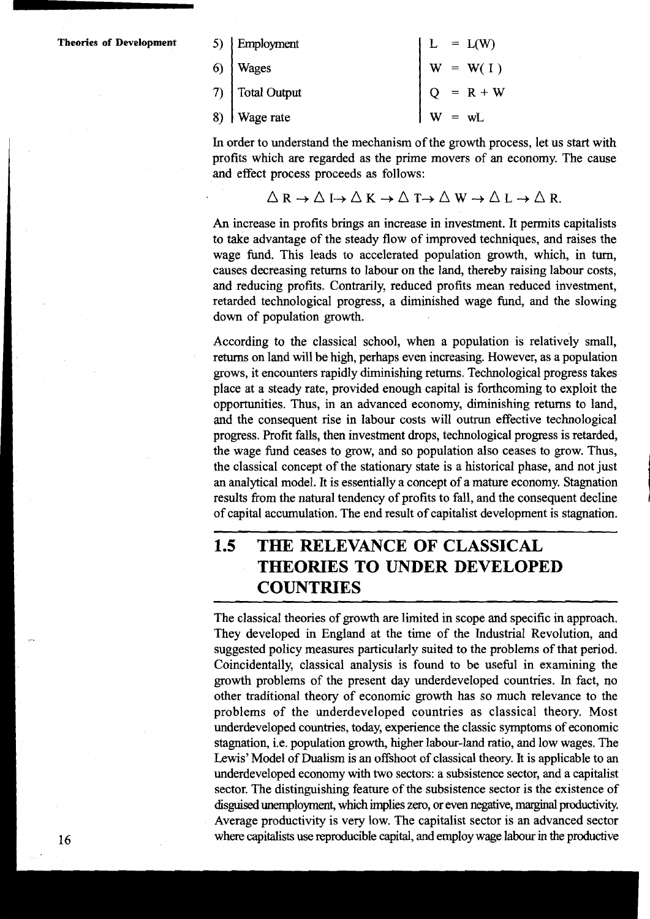| | | |
|---|---|---|
| 5) | Employment | $L = L(W)$ |
| 6) | Wages | $W = W(I)$ |
| 7) | Total Output | $Q = R + W$ |
| 8) | Wage rate | $W = wL$ |

In order to understand the mechanism of the growth process, let us start with profits which are regarded as the prime movers of an economy. The cause and effect process proceeds as follows:

$$\Delta R \rightarrow \Delta I \rightarrow \Delta K \rightarrow \Delta T \rightarrow \Delta W \rightarrow \Delta L \rightarrow \Delta R.$$

An increase in profits brings an increase in investment. It permits capitalists to take advantage of the steady flow of improved techniques, and raises the wage fund. This leads to accelerated population growth, which, in turn, causes decreasing returns to labour on the land, thereby raising labour costs, and reducing profits. Contrarily, reduced profits mean reduced investment, retarded technological progress, a diminished wage fund, and the slowing down of population growth.

According to the classical school, when a population is relatively small, returns on land will be high, perhaps even increasing. However, as a population grows, it encounters rapidly diminishing returns. Technological progress takes place at a steady rate, provided enough capital is forthcoming to exploit the opportunities. Thus, in an advanced economy, diminishing returns to land, and the consequent rise in labour costs will outrun effective technological progress. Profit falls, then investment drops, technological progress is retarded, the wage fund ceases to grow, and so population also ceases to grow. Thus, the classical concept of the stationary state is a historical phase, and not just an analytical model. It is essentially a concept of a mature economy. Stagnation results from the natural tendency of profits to fall, and the consequent decline of capital accumulation. The end result of capitalist development is stagnation.

## 1.5 THE RELEVANCE OF CLASSICAL THEORIES TO UNDER DEVELOPED COUNTRIES

The classical theories of growth are limited in scope and specific in approach. They developed in England at the time of the Industrial Revolution, and suggested policy measures particularly suited to the problems of that period. Coincidentally, classical analysis is found to be useful in examining the growth problems of the present day underdeveloped countries. In fact, no other traditional theory of economic growth has so much relevance to the problems of the underdeveloped countries as classical theory. Most underdeveloped countries, today, experience the classic symptoms of economic stagnation, i.e. population growth, higher labour-land ratio, and low wages. The Lewis' Model of Dualism is an offshoot of classical theory. It is applicable to an underdeveloped economy with two sectors: a subsistence sector, and a capitalist sector. The distinguishing feature of the subsistence sector is the existence of disguised unemployment, which implies zero, or even negative, marginal productivity. Average productivity is very low. The capitalist sector is an advanced sector where capitalists use reproducible capital, and employ wage labour in the productive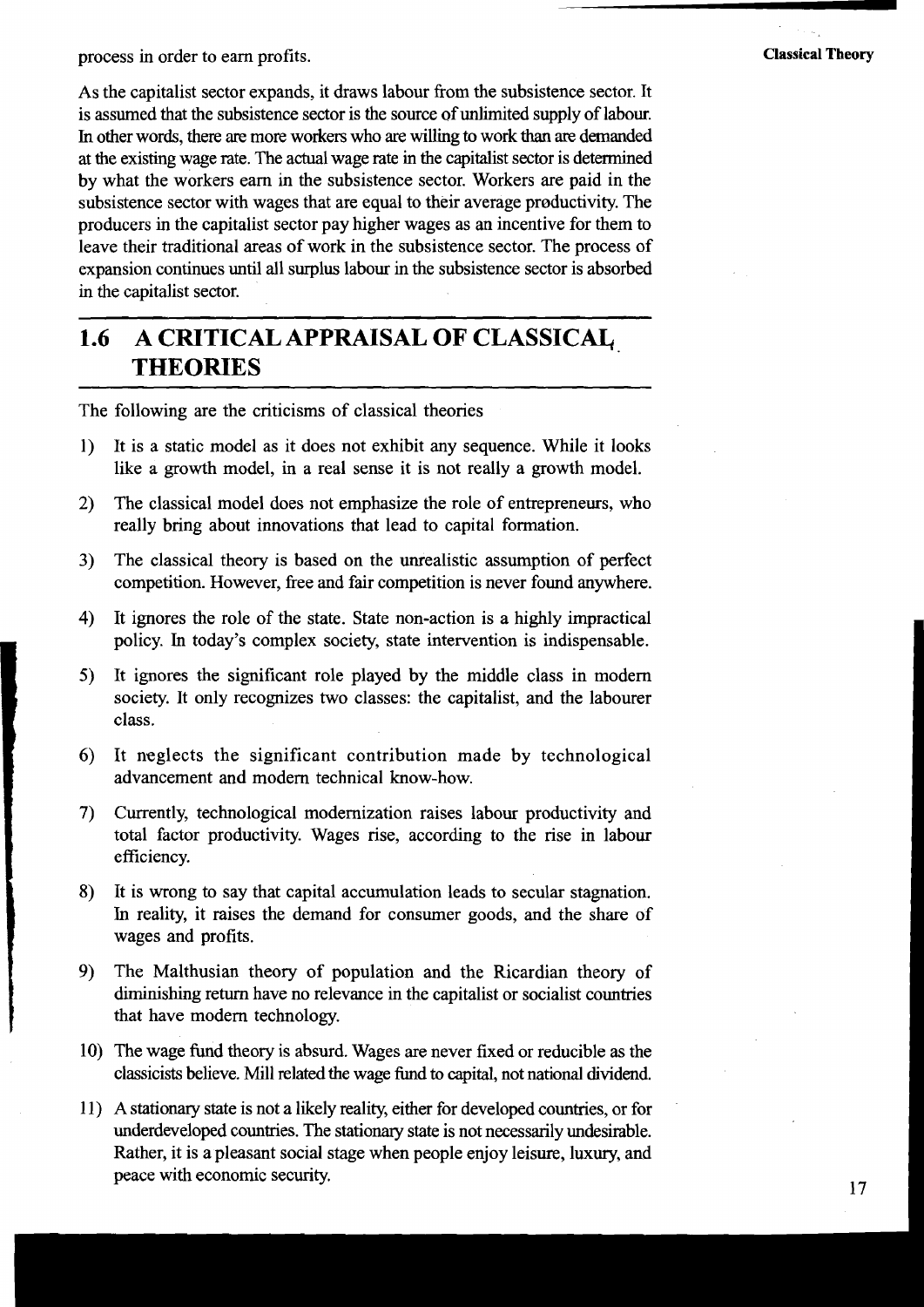process in order to earn profits.

As the capitalist sector expands, it draws labour from the subsistence sector. It is assumed that the subsistence sector is the source of unlimited supply of labour. In other words, there are more workers who are willing to work than are demanded at the existing wage rate. The actual wage rate in the capitalist sector is determined by what the workers earn in the subsistence sector. Workers are paid in the subsistence sector with wages that are equal to their average productivity. The producers in the capitalist sector pay higher wages as an incentive for them to leave their traditional areas of work in the subsistence sector. The process of expansion continues until all surplus labour in the subsistence sector is absorbed in the capitalist sector.

## 1.6 A CRITICAL APPRAISAL OF CLASSICAL THEORIES

The following are the criticisms of classical theories

1) It is a static model as it does not exhibit any sequence. While it looks like a growth model, in a real sense it is not really a growth model.
2) The classical model does not emphasize the role of entrepreneurs, who really bring about innovations that lead to capital formation.
3) The classical theory is based on the unrealistic assumption of perfect competition. However, free and fair competition is never found anywhere.
4) It ignores the role of the state. State non-action is a highly impractical policy. In today's complex society, state intervention is indispensable.
5) It ignores the significant role played by the middle class in modern society. It only recognizes two classes: the capitalist, and the labourer class.
6) It neglects the significant contribution made by technological advancement and modern technical know-how.
7) Currently, technological modernization raises labour productivity and total factor productivity. Wages rise, according to the rise in labour efficiency.
8) It is wrong to say that capital accumulation leads to secular stagnation. In reality, it raises the demand for consumer goods, and the share of wages and profits.
9) The Malthusian theory of population and the Ricardian theory of diminishing return have no relevance in the capitalist or socialist countries that have modern technology.
10) The wage fund theory is absurd. Wages are never fixed or reducible as the classicists believe. Mill related the wage fund to capital, not national dividend.
11) A stationary state is not a likely reality, either for developed countries, or for underdeveloped countries. The stationary state is not necessarily undesirable. Rather, it is a pleasant social stage when people enjoy leisure, luxury, and peace with economic security.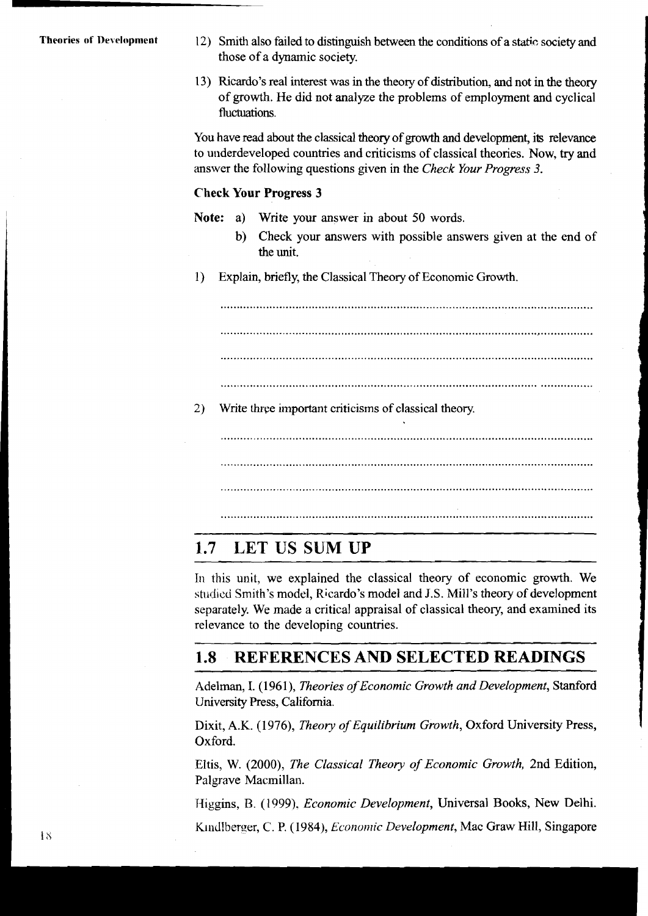12) Smith also failed to distinguish between the conditions of a static society and those of a dynamic society.

13) Ricardo's real interest was in the theory of distribution, and not in the theory of growth. He did not analyze the problems of employment and cyclical fluctuations.

You have read about the classical theory of growth and development, its relevance to underdeveloped countries and criticisms of classical theories. Now, try and answer the following questions given in the *Check Your Progress 3*.

**Check Your Progress 3**

**Note:** a) Write your answer in about 50 words.

b) Check your answers with possible answers given at the end of the unit.

1) Explain, briefly, the Classical Theory of Economic Growth.

.......................................................................................................................

.......................................................................................................................

.......................................................................................................................

.......................................................................................................................

2) Write three important criticisms of classical theory.

.......................................................................................................................

.......................................................................................................................

.......................................................................................................................

.......................................................................................................................

## 1.7 LET US SUM UP

In this unit, we explained the classical theory of economic growth. We studied Smith's model, Ricardo's model and J.S. Mill's theory of development separately. We made a critical appraisal of classical theory, and examined its relevance to the developing countries.

## 1.8 REFERENCES AND SELECTED READINGS

Adelman, I. (1961), *Theories of Economic Growth and Development*, Stanford University Press, California.

Dixit, A.K. (1976), *Theory of Equilibrium Growth*, Oxford University Press, Oxford.

Eltis, W. (2000), *The Classical Theory of Economic Growth,* 2nd Edition, Palgrave Macmillan.

Higgins, B. (1999), *Economic Development*, Universal Books, New Delhi.

Kindlberger, C. P. (1984), *Economic Development*, Mac Graw Hill, Singapore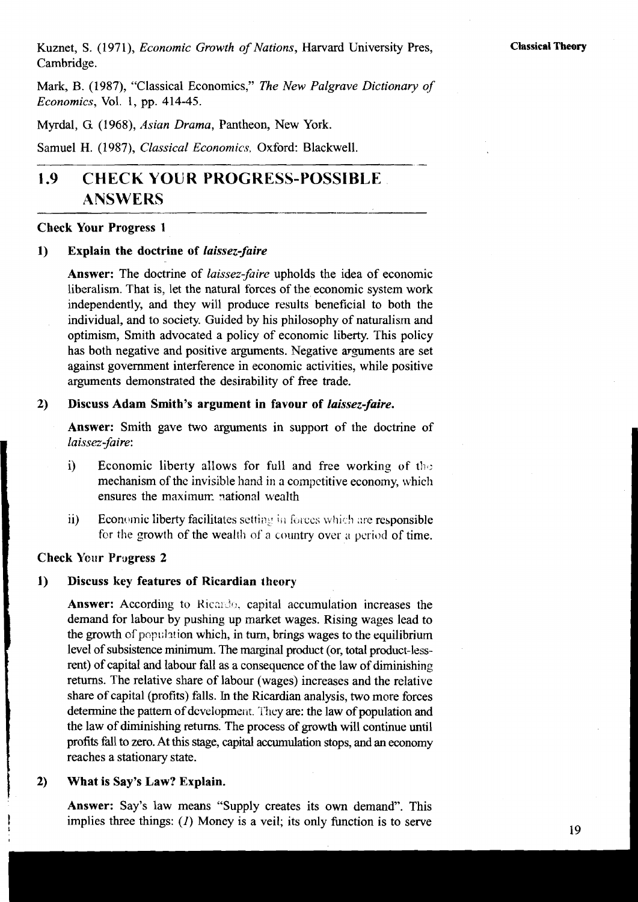Kuznet, S. (1971), *Economic Growth of Nations*, Harvard University Pres, Cambridge.

Mark, B. (1987), "Classical Economics," *The New Palgrave Dictionary of Economics*, Vol. 1, pp. 414-45.

Myrdal, G. (1968), *Asian Drama*, Pantheon, New York.

Samuel H. (1987), *Classical Economics*, Oxford: Blackwell.

## 1.9 CHECK YOUR PROGRESS-POSSIBLE ANSWERS

### Check Your Progress 1

**1) Explain the doctrine of *laissez-faire***

**Answer:** The doctrine of *laissez-faire* upholds the idea of economic liberalism. That is, let the natural forces of the economic system work independently, and they will produce results beneficial to both the individual, and to society. Guided by his philosophy of naturalism and optimism, Smith advocated a policy of economic liberty. This policy has both negative and positive arguments. Negative arguments are set against government interference in economic activities, while positive arguments demonstrated the desirability of free trade.

**2) Discuss Adam Smith's argument in favour of *laissez-faire*.**

**Answer:** Smith gave two arguments in support of the doctrine of *laissez-faire*:

i) Economic liberty allows for full and free working of the mechanism of the invisible hand in a competitive economy, which ensures the maximum national wealth

ii) Economic liberty facilitates setting in forces which are responsible for the growth of the wealth of a country over a period of time.

### Check Your Progress 2

**1) Discuss key features of Ricardian theory**

**Answer:** According to Ricardo, capital accumulation increases the demand for labour by pushing up market wages. Rising wages lead to the growth of population which, in turn, brings wages to the equilibrium level of subsistence minimum. The marginal product (or, total product-less-rent) of capital and labour fall as a consequence of the law of diminishing returns. The relative share of labour (wages) increases and the relative share of capital (profits) falls. In the Ricardian analysis, two more forces determine the pattern of development. They are: the law of population and the law of diminishing returns. The process of growth will continue until profits fall to zero. At this stage, capital accumulation stops, and an economy reaches a stationary state.

**2) What is Say's Law? Explain.**

**Answer:** Say's law means "Supply creates its own demand". This implies three things: (*1*) Money is a veil; its only function is to serve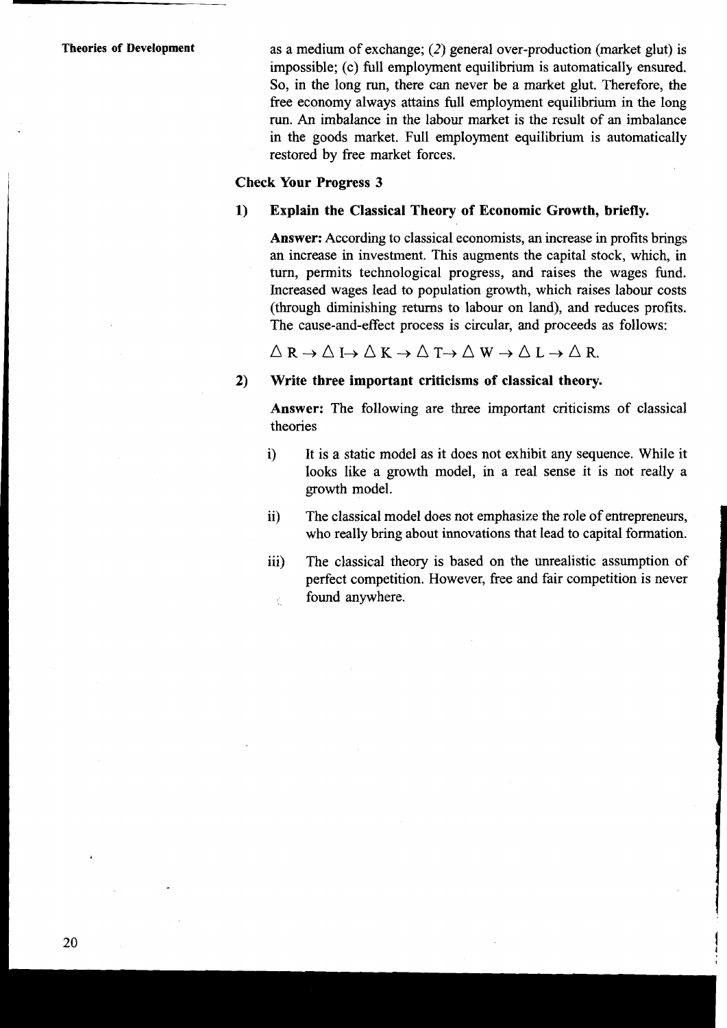as a medium of exchange; (*2*) general over-production (market glut) is impossible; (c) full employment equilibrium is automatically ensured. So, in the long run, there can never be a market glut. Therefore, the free economy always attains full employment equilibrium in the long run. An imbalance in the labour market is the result of an imbalance in the goods market. Full employment equilibrium is automatically restored by free market forces.

**Check Your Progress 3**

1) **Explain the Classical Theory of Economic Growth, briefly.**

**Answer:** According to classical economists, an increase in profits brings an increase in investment. This augments the capital stock, which, in turn, permits technological progress, and raises the wages fund. Increased wages lead to population growth, which raises labour costs (through diminishing returns to labour on land), and reduces profits. The cause-and-effect process is circular, and proceeds as follows:

$\Delta R \rightarrow \Delta I \rightarrow \Delta K \rightarrow \Delta T \rightarrow \Delta W \rightarrow \Delta L \rightarrow \Delta R.$

2) **Write three important criticisms of classical theory.**

**Answer:** The following are three important criticisms of classical theories

i) It is a static model as it does not exhibit any sequence. While it looks like a growth model, in a real sense it is not really a growth model.

ii) The classical model does not emphasize the role of entrepreneurs, who really bring about innovations that lead to capital formation.

iii) The classical theory is based on the unrealistic assumption of perfect competition. However, free and fair competition is never found anywhere.